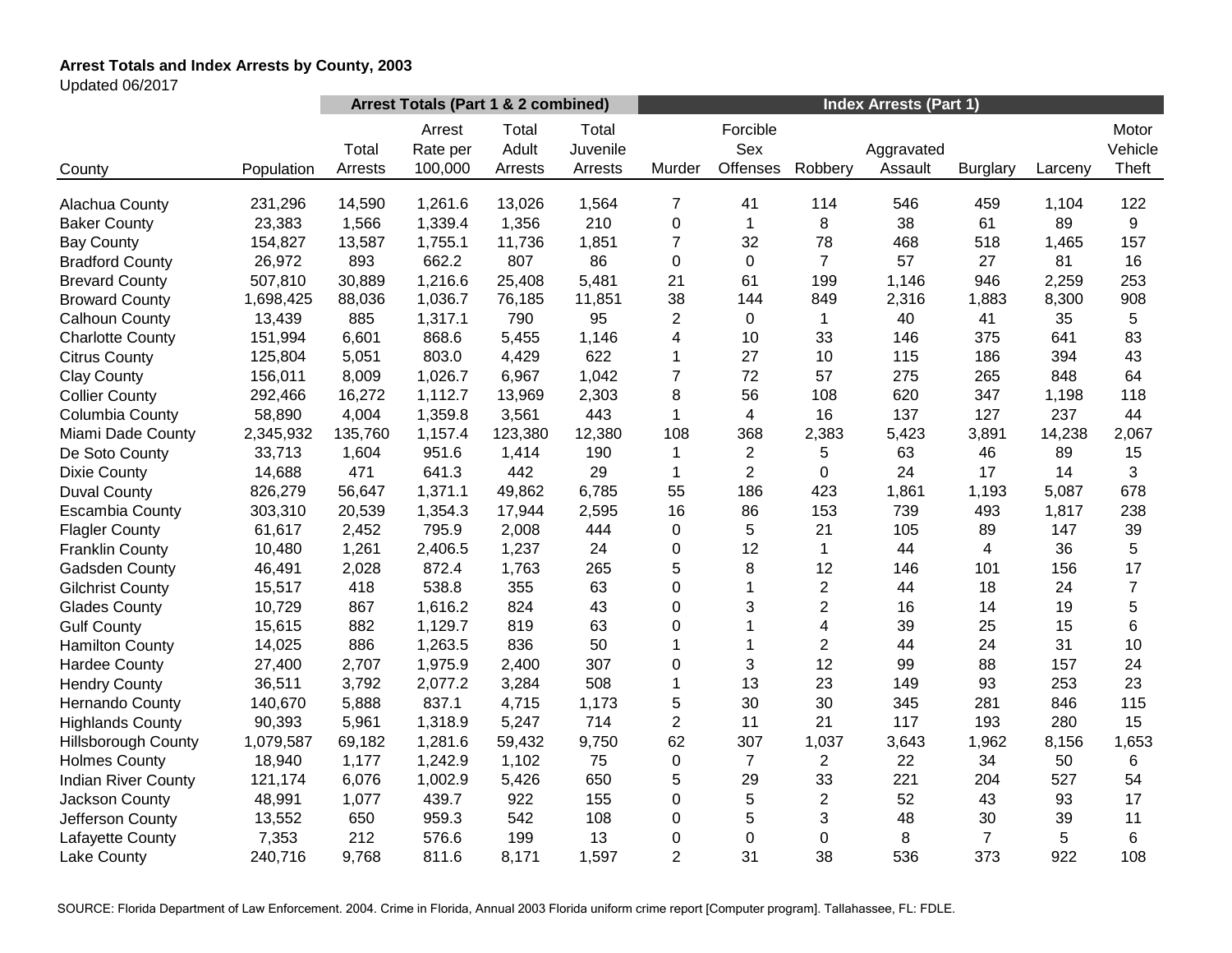**Arrest Totals and Index Arrests by County, 2003**

Updated 06/2017

| | | Arrest Totals (Part 1 & 2 combined) | | | | Index Arrests (Part 1) | | | | | | |
|---|---|---|---|---|---|---|---|---|---|---|---|---|
| County | Population | Total Arrests | Arrest Rate per 100,000 | Total Adult Arrests | Total Juvenile Arrests | Murder | Forcible Sex Offenses | Robbery | Aggravated Assault | Burglary | Larceny | Motor Vehicle Theft |
| Alachua County | 231,296 | 14,590 | 1,261.6 | 13,026 | 1,564 | 7 | 41 | 114 | 546 | 459 | 1,104 | 122 |
| Baker County | 23,383 | 1,566 | 1,339.4 | 1,356 | 210 | 0 | 1 | 8 | 38 | 61 | 89 | 9 |
| Bay County | 154,827 | 13,587 | 1,755.1 | 11,736 | 1,851 | 7 | 32 | 78 | 468 | 518 | 1,465 | 157 |
| Bradford County | 26,972 | 893 | 662.2 | 807 | 86 | 0 | 0 | 7 | 57 | 27 | 81 | 16 |
| Brevard County | 507,810 | 30,889 | 1,216.6 | 25,408 | 5,481 | 21 | 61 | 199 | 1,146 | 946 | 2,259 | 253 |
| Broward County | 1,698,425 | 88,036 | 1,036.7 | 76,185 | 11,851 | 38 | 144 | 849 | 2,316 | 1,883 | 8,300 | 908 |
| Calhoun County | 13,439 | 885 | 1,317.1 | 790 | 95 | 2 | 0 | 1 | 40 | 41 | 35 | 5 |
| Charlotte County | 151,994 | 6,601 | 868.6 | 5,455 | 1,146 | 4 | 10 | 33 | 146 | 375 | 641 | 83 |
| Citrus County | 125,804 | 5,051 | 803.0 | 4,429 | 622 | 1 | 27 | 10 | 115 | 186 | 394 | 43 |
| Clay County | 156,011 | 8,009 | 1,026.7 | 6,967 | 1,042 | 7 | 72 | 57 | 275 | 265 | 848 | 64 |
| Collier County | 292,466 | 16,272 | 1,112.7 | 13,969 | 2,303 | 8 | 56 | 108 | 620 | 347 | 1,198 | 118 |
| Columbia County | 58,890 | 4,004 | 1,359.8 | 3,561 | 443 | 1 | 4 | 16 | 137 | 127 | 237 | 44 |
| Miami Dade County | 2,345,932 | 135,760 | 1,157.4 | 123,380 | 12,380 | 108 | 368 | 2,383 | 5,423 | 3,891 | 14,238 | 2,067 |
| De Soto County | 33,713 | 1,604 | 951.6 | 1,414 | 190 | 1 | 2 | 5 | 63 | 46 | 89 | 15 |
| Dixie County | 14,688 | 471 | 641.3 | 442 | 29 | 1 | 2 | 0 | 24 | 17 | 14 | 3 |
| Duval County | 826,279 | 56,647 | 1,371.1 | 49,862 | 6,785 | 55 | 186 | 423 | 1,861 | 1,193 | 5,087 | 678 |
| Escambia County | 303,310 | 20,539 | 1,354.3 | 17,944 | 2,595 | 16 | 86 | 153 | 739 | 493 | 1,817 | 238 |
| Flagler County | 61,617 | 2,452 | 795.9 | 2,008 | 444 | 0 | 5 | 21 | 105 | 89 | 147 | 39 |
| Franklin County | 10,480 | 1,261 | 2,406.5 | 1,237 | 24 | 0 | 12 | 1 | 44 | 4 | 36 | 5 |
| Gadsden County | 46,491 | 2,028 | 872.4 | 1,763 | 265 | 5 | 8 | 12 | 146 | 101 | 156 | 17 |
| Gilchrist County | 15,517 | 418 | 538.8 | 355 | 63 | 0 | 1 | 2 | 44 | 18 | 24 | 7 |
| Glades County | 10,729 | 867 | 1,616.2 | 824 | 43 | 0 | 3 | 2 | 16 | 14 | 19 | 5 |
| Gulf County | 15,615 | 882 | 1,129.7 | 819 | 63 | 0 | 1 | 4 | 39 | 25 | 15 | 6 |
| Hamilton County | 14,025 | 886 | 1,263.5 | 836 | 50 | 1 | 1 | 2 | 44 | 24 | 31 | 10 |
| Hardee County | 27,400 | 2,707 | 1,975.9 | 2,400 | 307 | 0 | 3 | 12 | 99 | 88 | 157 | 24 |
| Hendry County | 36,511 | 3,792 | 2,077.2 | 3,284 | 508 | 1 | 13 | 23 | 149 | 93 | 253 | 23 |
| Hernando County | 140,670 | 5,888 | 837.1 | 4,715 | 1,173 | 5 | 30 | 30 | 345 | 281 | 846 | 115 |
| Highlands County | 90,393 | 5,961 | 1,318.9 | 5,247 | 714 | 2 | 11 | 21 | 117 | 193 | 280 | 15 |
| Hillsborough County | 1,079,587 | 69,182 | 1,281.6 | 59,432 | 9,750 | 62 | 307 | 1,037 | 3,643 | 1,962 | 8,156 | 1,653 |
| Holmes County | 18,940 | 1,177 | 1,242.9 | 1,102 | 75 | 0 | 7 | 2 | 22 | 34 | 50 | 6 |
| Indian River County | 121,174 | 6,076 | 1,002.9 | 5,426 | 650 | 5 | 29 | 33 | 221 | 204 | 527 | 54 |
| Jackson County | 48,991 | 1,077 | 439.7 | 922 | 155 | 0 | 5 | 2 | 52 | 43 | 93 | 17 |
| Jefferson County | 13,552 | 650 | 959.3 | 542 | 108 | 0 | 5 | 3 | 48 | 30 | 39 | 11 |
| Lafayette County | 7,353 | 212 | 576.6 | 199 | 13 | 0 | 0 | 0 | 8 | 7 | 5 | 6 |
| Lake County | 240,716 | 9,768 | 811.6 | 8,171 | 1,597 | 2 | 31 | 38 | 536 | 373 | 922 | 108 |

SOURCE: Florida Department of Law Enforcement. 2004. Crime in Florida, Annual 2003 Florida uniform crime report [Computer program]. Tallahassee, FL: FDLE.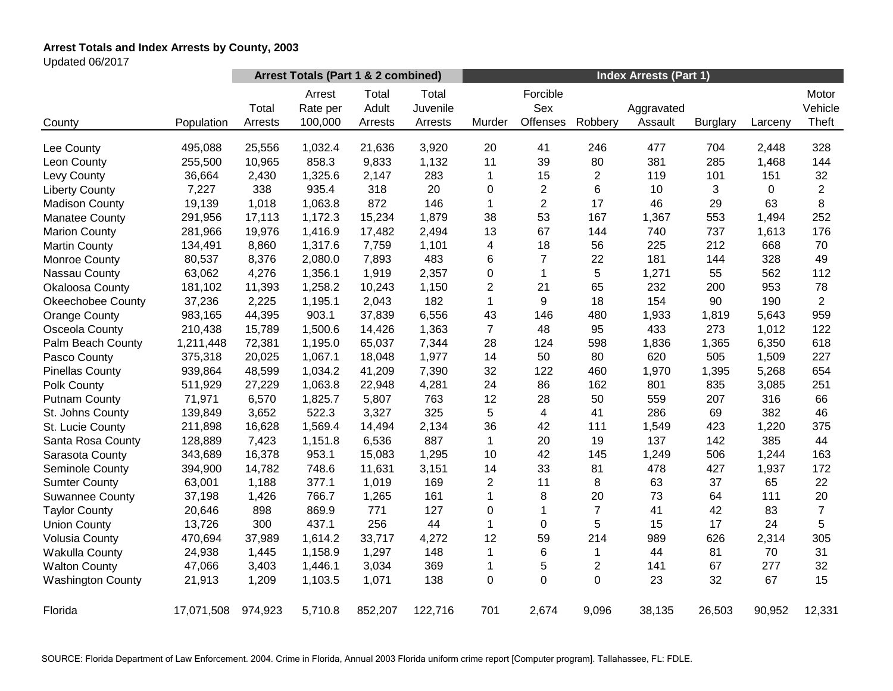**Arrest Totals and Index Arrests by County, 2003**

Updated 06/2017

| | | Arrest Totals (Part 1 & 2 combined) | | | | Index Arrests (Part 1) | | | | | | |
|---|---|---|---|---|---|---|---|---|---|---|---|---|
| County | Population | Total Arrests | Arrest Rate per 100,000 | Total Adult Arrests | Total Juvenile Arrests | Murder | Forcible Sex Offenses | Robbery | Aggravated Assault | Burglary | Larceny | Motor Vehicle Theft |
| Lee County | 495,088 | 25,556 | 1,032.4 | 21,636 | 3,920 | 20 | 41 | 246 | 477 | 704 | 2,448 | 328 |
| Leon County | 255,500 | 10,965 | 858.3 | 9,833 | 1,132 | 11 | 39 | 80 | 381 | 285 | 1,468 | 144 |
| Levy County | 36,664 | 2,430 | 1,325.6 | 2,147 | 283 | 1 | 15 | 2 | 119 | 101 | 151 | 32 |
| Liberty County | 7,227 | 338 | 935.4 | 318 | 20 | 0 | 2 | 6 | 10 | 3 | 0 | 2 |
| Madison County | 19,139 | 1,018 | 1,063.8 | 872 | 146 | 1 | 2 | 17 | 46 | 29 | 63 | 8 |
| Manatee County | 291,956 | 17,113 | 1,172.3 | 15,234 | 1,879 | 38 | 53 | 167 | 1,367 | 553 | 1,494 | 252 |
| Marion County | 281,966 | 19,976 | 1,416.9 | 17,482 | 2,494 | 13 | 67 | 144 | 740 | 737 | 1,613 | 176 |
| Martin County | 134,491 | 8,860 | 1,317.6 | 7,759 | 1,101 | 4 | 18 | 56 | 225 | 212 | 668 | 70 |
| Monroe County | 80,537 | 8,376 | 2,080.0 | 7,893 | 483 | 6 | 7 | 22 | 181 | 144 | 328 | 49 |
| Nassau County | 63,062 | 4,276 | 1,356.1 | 1,919 | 2,357 | 0 | 1 | 5 | 1,271 | 55 | 562 | 112 |
| Okaloosa County | 181,102 | 11,393 | 1,258.2 | 10,243 | 1,150 | 2 | 21 | 65 | 232 | 200 | 953 | 78 |
| Okeechobee County | 37,236 | 2,225 | 1,195.1 | 2,043 | 182 | 1 | 9 | 18 | 154 | 90 | 190 | 2 |
| Orange County | 983,165 | 44,395 | 903.1 | 37,839 | 6,556 | 43 | 146 | 480 | 1,933 | 1,819 | 5,643 | 959 |
| Osceola County | 210,438 | 15,789 | 1,500.6 | 14,426 | 1,363 | 7 | 48 | 95 | 433 | 273 | 1,012 | 122 |
| Palm Beach County | 1,211,448 | 72,381 | 1,195.0 | 65,037 | 7,344 | 28 | 124 | 598 | 1,836 | 1,365 | 6,350 | 618 |
| Pasco County | 375,318 | 20,025 | 1,067.1 | 18,048 | 1,977 | 14 | 50 | 80 | 620 | 505 | 1,509 | 227 |
| Pinellas County | 939,864 | 48,599 | 1,034.2 | 41,209 | 7,390 | 32 | 122 | 460 | 1,970 | 1,395 | 5,268 | 654 |
| Polk County | 511,929 | 27,229 | 1,063.8 | 22,948 | 4,281 | 24 | 86 | 162 | 801 | 835 | 3,085 | 251 |
| Putnam County | 71,971 | 6,570 | 1,825.7 | 5,807 | 763 | 12 | 28 | 50 | 559 | 207 | 316 | 66 |
| St. Johns County | 139,849 | 3,652 | 522.3 | 3,327 | 325 | 5 | 4 | 41 | 286 | 69 | 382 | 46 |
| St. Lucie County | 211,898 | 16,628 | 1,569.4 | 14,494 | 2,134 | 36 | 42 | 111 | 1,549 | 423 | 1,220 | 375 |
| Santa Rosa County | 128,889 | 7,423 | 1,151.8 | 6,536 | 887 | 1 | 20 | 19 | 137 | 142 | 385 | 44 |
| Sarasota County | 343,689 | 16,378 | 953.1 | 15,083 | 1,295 | 10 | 42 | 145 | 1,249 | 506 | 1,244 | 163 |
| Seminole County | 394,900 | 14,782 | 748.6 | 11,631 | 3,151 | 14 | 33 | 81 | 478 | 427 | 1,937 | 172 |
| Sumter County | 63,001 | 1,188 | 377.1 | 1,019 | 169 | 2 | 11 | 8 | 63 | 37 | 65 | 22 |
| Suwannee County | 37,198 | 1,426 | 766.7 | 1,265 | 161 | 1 | 8 | 20 | 73 | 64 | 111 | 20 |
| Taylor County | 20,646 | 898 | 869.9 | 771 | 127 | 0 | 1 | 7 | 41 | 42 | 83 | 7 |
| Union County | 13,726 | 300 | 437.1 | 256 | 44 | 1 | 0 | 5 | 15 | 17 | 24 | 5 |
| Volusia County | 470,694 | 37,989 | 1,614.2 | 33,717 | 4,272 | 12 | 59 | 214 | 989 | 626 | 2,314 | 305 |
| Wakulla County | 24,938 | 1,445 | 1,158.9 | 1,297 | 148 | 1 | 6 | 1 | 44 | 81 | 70 | 31 |
| Walton County | 47,066 | 3,403 | 1,446.1 | 3,034 | 369 | 1 | 5 | 2 | 141 | 67 | 277 | 32 |
| Washington County | 21,913 | 1,209 | 1,103.5 | 1,071 | 138 | 0 | 0 | 0 | 23 | 32 | 67 | 15 |
| Florida | 17,071,508 | 974,923 | 5,710.8 | 852,207 | 122,716 | 701 | 2,674 | 9,096 | 38,135 | 26,503 | 90,952 | 12,331 |

SOURCE: Florida Department of Law Enforcement. 2004. Crime in Florida, Annual 2003 Florida uniform crime report [Computer program]. Tallahassee, FL: FDLE.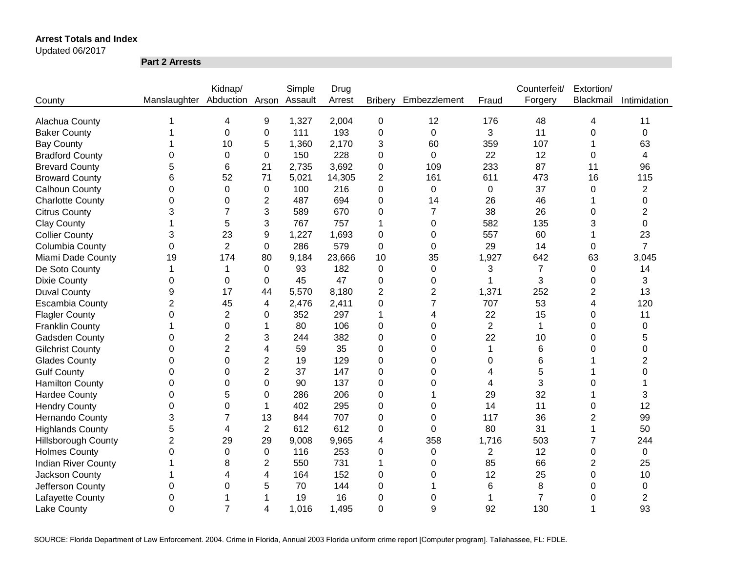**Arrest Totals and Index**

Updated 06/2017

**Part 2 Arrests**

| County | Manslaughter | Kidnap/ Abduction | Arson | Simple Assault | Drug Arrest | Bribery | Embezzlement | Fraud | Counterfeit/ Forgery | Extortion/ Blackmail | Intimidation |
|---|---|---|---|---|---|---|---|---|---|---|---|
| Alachua County | 1 | 4 | 9 | 1,327 | 2,004 | 0 | 12 | 176 | 48 | 4 | 11 |
| Baker County | 1 | 0 | 0 | 111 | 193 | 0 | 0 | 3 | 11 | 0 | 0 |
| Bay County | 1 | 10 | 5 | 1,360 | 2,170 | 3 | 60 | 359 | 107 | 1 | 63 |
| Bradford County | 0 | 0 | 0 | 150 | 228 | 0 | 0 | 22 | 12 | 0 | 4 |
| Brevard County | 5 | 6 | 21 | 2,735 | 3,692 | 0 | 109 | 233 | 87 | 11 | 96 |
| Broward County | 6 | 52 | 71 | 5,021 | 14,305 | 2 | 161 | 611 | 473 | 16 | 115 |
| Calhoun County | 0 | 0 | 0 | 100 | 216 | 0 | 0 | 0 | 37 | 0 | 2 |
| Charlotte County | 0 | 0 | 2 | 487 | 694 | 0 | 14 | 26 | 46 | 1 | 0 |
| Citrus County | 3 | 7 | 3 | 589 | 670 | 0 | 7 | 38 | 26 | 0 | 2 |
| Clay County | 1 | 5 | 3 | 767 | 757 | 1 | 0 | 582 | 135 | 3 | 0 |
| Collier County | 3 | 23 | 9 | 1,227 | 1,693 | 0 | 0 | 557 | 60 | 1 | 23 |
| Columbia County | 0 | 2 | 0 | 286 | 579 | 0 | 0 | 29 | 14 | 0 | 7 |
| Miami Dade County | 19 | 174 | 80 | 9,184 | 23,666 | 10 | 35 | 1,927 | 642 | 63 | 3,045 |
| De Soto County | 1 | 1 | 0 | 93 | 182 | 0 | 0 | 3 | 7 | 0 | 14 |
| Dixie County | 0 | 0 | 0 | 45 | 47 | 0 | 0 | 1 | 3 | 0 | 3 |
| Duval County | 9 | 17 | 44 | 5,570 | 8,180 | 2 | 2 | 1,371 | 252 | 2 | 13 |
| Escambia County | 2 | 45 | 4 | 2,476 | 2,411 | 0 | 7 | 707 | 53 | 4 | 120 |
| Flagler County | 0 | 2 | 0 | 352 | 297 | 1 | 4 | 22 | 15 | 0 | 11 |
| Franklin County | 1 | 0 | 1 | 80 | 106 | 0 | 0 | 2 | 1 | 0 | 0 |
| Gadsden County | 0 | 2 | 3 | 244 | 382 | 0 | 0 | 22 | 10 | 0 | 5 |
| Gilchrist County | 0 | 2 | 4 | 59 | 35 | 0 | 0 | 1 | 6 | 0 | 0 |
| Glades County | 0 | 0 | 2 | 19 | 129 | 0 | 0 | 0 | 6 | 1 | 2 |
| Gulf County | 0 | 0 | 2 | 37 | 147 | 0 | 0 | 4 | 5 | 1 | 0 |
| Hamilton County | 0 | 0 | 0 | 90 | 137 | 0 | 0 | 4 | 3 | 0 | 1 |
| Hardee County | 0 | 5 | 0 | 286 | 206 | 0 | 1 | 29 | 32 | 1 | 3 |
| Hendry County | 0 | 0 | 1 | 402 | 295 | 0 | 0 | 14 | 11 | 0 | 12 |
| Hernando County | 3 | 7 | 13 | 844 | 707 | 0 | 0 | 117 | 36 | 2 | 99 |
| Highlands County | 5 | 4 | 2 | 612 | 612 | 0 | 0 | 80 | 31 | 1 | 50 |
| Hillsborough County | 2 | 29 | 29 | 9,008 | 9,965 | 4 | 358 | 1,716 | 503 | 7 | 244 |
| Holmes County | 0 | 0 | 0 | 116 | 253 | 0 | 0 | 2 | 12 | 0 | 0 |
| Indian River County | 1 | 8 | 2 | 550 | 731 | 1 | 0 | 85 | 66 | 2 | 25 |
| Jackson County | 1 | 4 | 4 | 164 | 152 | 0 | 0 | 12 | 25 | 0 | 10 |
| Jefferson County | 0 | 0 | 5 | 70 | 144 | 0 | 1 | 6 | 8 | 0 | 0 |
| Lafayette County | 0 | 1 | 1 | 19 | 16 | 0 | 0 | 1 | 7 | 0 | 2 |
| Lake County | 0 | 7 | 4 | 1,016 | 1,495 | 0 | 9 | 92 | 130 | 1 | 93 |

SOURCE: Florida Department of Law Enforcement. 2004. Crime in Florida, Annual 2003 Florida uniform crime report [Computer program]. Tallahassee, FL: FDLE.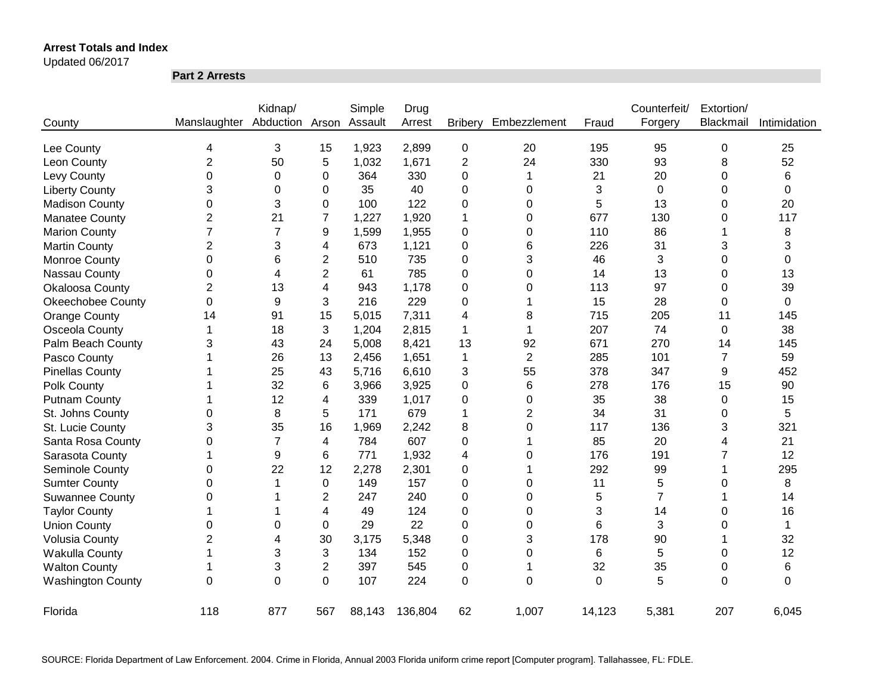**Arrest Totals and Index**
Updated 06/2017

**Part 2 Arrests**

| County | Manslaughter | Kidnap/ Abduction | Arson | Simple Assault | Drug Arrest | Bribery | Embezzlement | Fraud | Counterfeit/ Forgery | Extortion/ Blackmail | Intimidation |
|---|---|---|---|---|---|---|---|---|---|---|---|
| Lee County | 4 | 3 | 15 | 1,923 | 2,899 | 0 | 20 | 195 | 95 | 0 | 25 |
| Leon County | 2 | 50 | 5 | 1,032 | 1,671 | 2 | 24 | 330 | 93 | 8 | 52 |
| Levy County | 0 | 0 | 0 | 364 | 330 | 0 | 1 | 21 | 20 | 0 | 6 |
| Liberty County | 3 | 0 | 0 | 35 | 40 | 0 | 0 | 3 | 0 | 0 | 0 |
| Madison County | 0 | 3 | 0 | 100 | 122 | 0 | 0 | 5 | 13 | 0 | 20 |
| Manatee County | 2 | 21 | 7 | 1,227 | 1,920 | 1 | 0 | 677 | 130 | 0 | 117 |
| Marion County | 7 | 7 | 9 | 1,599 | 1,955 | 0 | 0 | 110 | 86 | 1 | 8 |
| Martin County | 2 | 3 | 4 | 673 | 1,121 | 0 | 6 | 226 | 31 | 3 | 3 |
| Monroe County | 0 | 6 | 2 | 510 | 735 | 0 | 3 | 46 | 3 | 0 | 0 |
| Nassau County | 0 | 4 | 2 | 61 | 785 | 0 | 0 | 14 | 13 | 0 | 13 |
| Okaloosa County | 2 | 13 | 4 | 943 | 1,178 | 0 | 0 | 113 | 97 | 0 | 39 |
| Okeechobee County | 0 | 9 | 3 | 216 | 229 | 0 | 1 | 15 | 28 | 0 | 0 |
| Orange County | 14 | 91 | 15 | 5,015 | 7,311 | 4 | 8 | 715 | 205 | 11 | 145 |
| Osceola County | 1 | 18 | 3 | 1,204 | 2,815 | 1 | 1 | 207 | 74 | 0 | 38 |
| Palm Beach County | 3 | 43 | 24 | 5,008 | 8,421 | 13 | 92 | 671 | 270 | 14 | 145 |
| Pasco County | 1 | 26 | 13 | 2,456 | 1,651 | 1 | 2 | 285 | 101 | 7 | 59 |
| Pinellas County | 1 | 25 | 43 | 5,716 | 6,610 | 3 | 55 | 378 | 347 | 9 | 452 |
| Polk County | 1 | 32 | 6 | 3,966 | 3,925 | 0 | 6 | 278 | 176 | 15 | 90 |
| Putnam County | 1 | 12 | 4 | 339 | 1,017 | 0 | 0 | 35 | 38 | 0 | 15 |
| St. Johns County | 0 | 8 | 5 | 171 | 679 | 1 | 2 | 34 | 31 | 0 | 5 |
| St. Lucie County | 3 | 35 | 16 | 1,969 | 2,242 | 8 | 0 | 117 | 136 | 3 | 321 |
| Santa Rosa County | 0 | 7 | 4 | 784 | 607 | 0 | 1 | 85 | 20 | 4 | 21 |
| Sarasota County | 1 | 9 | 6 | 771 | 1,932 | 4 | 0 | 176 | 191 | 7 | 12 |
| Seminole County | 0 | 22 | 12 | 2,278 | 2,301 | 0 | 1 | 292 | 99 | 1 | 295 |
| Sumter County | 0 | 1 | 0 | 149 | 157 | 0 | 0 | 11 | 5 | 0 | 8 |
| Suwannee County | 0 | 1 | 2 | 247 | 240 | 0 | 0 | 5 | 7 | 1 | 14 |
| Taylor County | 1 | 1 | 4 | 49 | 124 | 0 | 0 | 3 | 14 | 0 | 16 |
| Union County | 0 | 0 | 0 | 29 | 22 | 0 | 0 | 6 | 3 | 0 | 1 |
| Volusia County | 2 | 4 | 30 | 3,175 | 5,348 | 0 | 3 | 178 | 90 | 1 | 32 |
| Wakulla County | 1 | 3 | 3 | 134 | 152 | 0 | 0 | 6 | 5 | 0 | 12 |
| Walton County | 1 | 3 | 2 | 397 | 545 | 0 | 1 | 32 | 35 | 0 | 6 |
| Washington County | 0 | 0 | 0 | 107 | 224 | 0 | 0 | 0 | 5 | 0 | 0 |
| Florida | 118 | 877 | 567 | 88,143 | 136,804 | 62 | 1,007 | 14,123 | 5,381 | 207 | 6,045 |

SOURCE: Florida Department of Law Enforcement. 2004. Crime in Florida, Annual 2003 Florida uniform crime report [Computer program]. Tallahassee, FL: FDLE.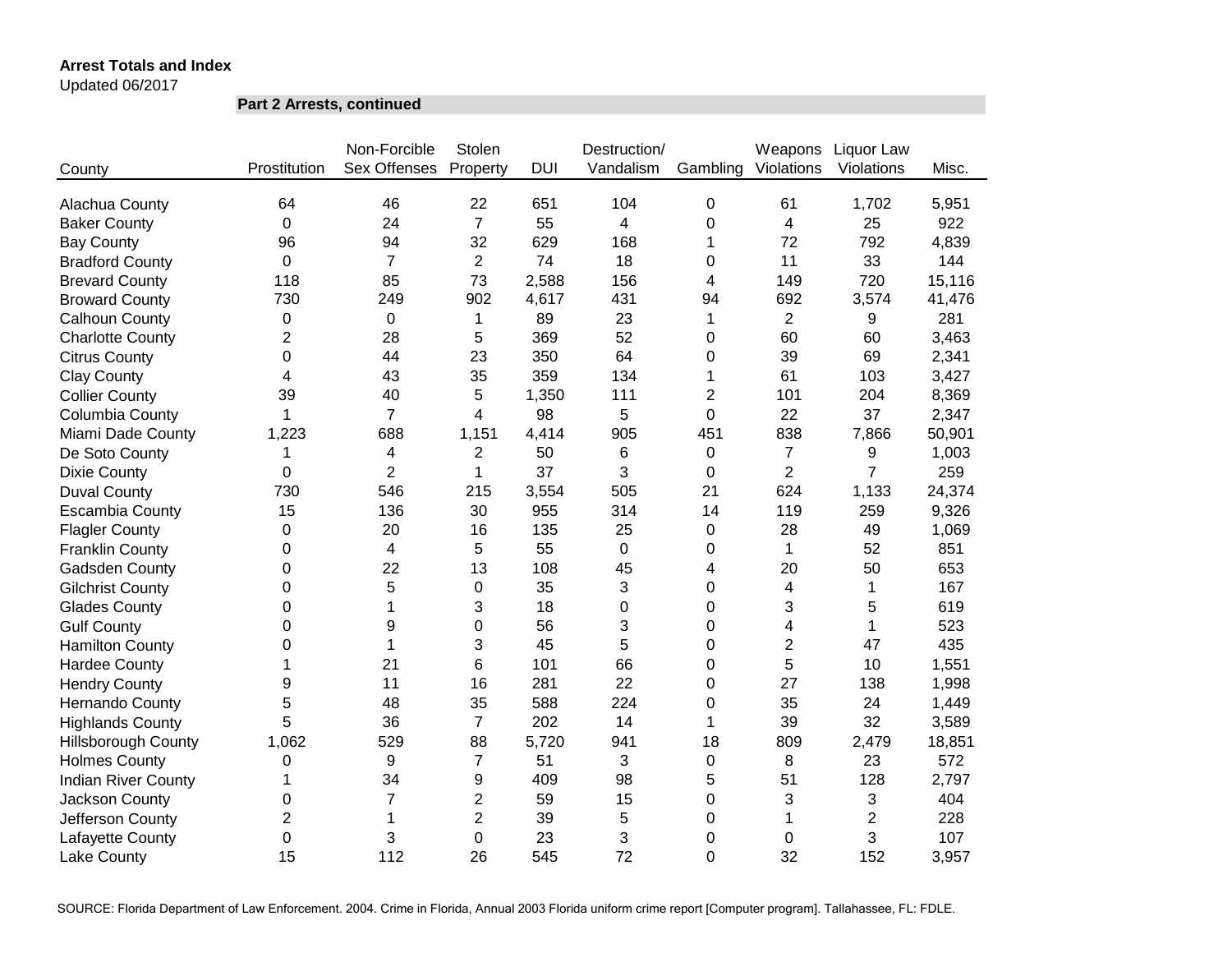**Arrest Totals and Index**

Updated 06/2017

**Part 2 Arrests, continued**

| County | Prostitution | Non-Forcible Sex Offenses | Stolen Property | DUI | Destruction/ Vandalism | Gambling | Weapons Violations | Liquor Law Violations | Misc. |
|---|---|---|---|---|---|---|---|---|---|
| Alachua County | 64 | 46 | 22 | 651 | 104 | 0 | 61 | 1,702 | 5,951 |
| Baker County | 0 | 24 | 7 | 55 | 4 | 0 | 4 | 25 | 922 |
| Bay County | 96 | 94 | 32 | 629 | 168 | 1 | 72 | 792 | 4,839 |
| Bradford County | 0 | 7 | 2 | 74 | 18 | 0 | 11 | 33 | 144 |
| Brevard County | 118 | 85 | 73 | 2,588 | 156 | 4 | 149 | 720 | 15,116 |
| Broward County | 730 | 249 | 902 | 4,617 | 431 | 94 | 692 | 3,574 | 41,476 |
| Calhoun County | 0 | 0 | 1 | 89 | 23 | 1 | 2 | 9 | 281 |
| Charlotte County | 2 | 28 | 5 | 369 | 52 | 0 | 60 | 60 | 3,463 |
| Citrus County | 0 | 44 | 23 | 350 | 64 | 0 | 39 | 69 | 2,341 |
| Clay County | 4 | 43 | 35 | 359 | 134 | 1 | 61 | 103 | 3,427 |
| Collier County | 39 | 40 | 5 | 1,350 | 111 | 2 | 101 | 204 | 8,369 |
| Columbia County | 1 | 7 | 4 | 98 | 5 | 0 | 22 | 37 | 2,347 |
| Miami Dade County | 1,223 | 688 | 1,151 | 4,414 | 905 | 451 | 838 | 7,866 | 50,901 |
| De Soto County | 1 | 4 | 2 | 50 | 6 | 0 | 7 | 9 | 1,003 |
| Dixie County | 0 | 2 | 1 | 37 | 3 | 0 | 2 | 7 | 259 |
| Duval County | 730 | 546 | 215 | 3,554 | 505 | 21 | 624 | 1,133 | 24,374 |
| Escambia County | 15 | 136 | 30 | 955 | 314 | 14 | 119 | 259 | 9,326 |
| Flagler County | 0 | 20 | 16 | 135 | 25 | 0 | 28 | 49 | 1,069 |
| Franklin County | 0 | 4 | 5 | 55 | 0 | 0 | 1 | 52 | 851 |
| Gadsden County | 0 | 22 | 13 | 108 | 45 | 4 | 20 | 50 | 653 |
| Gilchrist County | 0 | 5 | 0 | 35 | 3 | 0 | 4 | 1 | 167 |
| Glades County | 0 | 1 | 3 | 18 | 0 | 0 | 3 | 5 | 619 |
| Gulf County | 0 | 9 | 0 | 56 | 3 | 0 | 4 | 1 | 523 |
| Hamilton County | 0 | 1 | 3 | 45 | 5 | 0 | 2 | 47 | 435 |
| Hardee County | 1 | 21 | 6 | 101 | 66 | 0 | 5 | 10 | 1,551 |
| Hendry County | 9 | 11 | 16 | 281 | 22 | 0 | 27 | 138 | 1,998 |
| Hernando County | 5 | 48 | 35 | 588 | 224 | 0 | 35 | 24 | 1,449 |
| Highlands County | 5 | 36 | 7 | 202 | 14 | 1 | 39 | 32 | 3,589 |
| Hillsborough County | 1,062 | 529 | 88 | 5,720 | 941 | 18 | 809 | 2,479 | 18,851 |
| Holmes County | 0 | 9 | 7 | 51 | 3 | 0 | 8 | 23 | 572 |
| Indian River County | 1 | 34 | 9 | 409 | 98 | 5 | 51 | 128 | 2,797 |
| Jackson County | 0 | 7 | 2 | 59 | 15 | 0 | 3 | 3 | 404 |
| Jefferson County | 2 | 1 | 2 | 39 | 5 | 0 | 1 | 2 | 228 |
| Lafayette County | 0 | 3 | 0 | 23 | 3 | 0 | 0 | 3 | 107 |
| Lake County | 15 | 112 | 26 | 545 | 72 | 0 | 32 | 152 | 3,957 |

SOURCE: Florida Department of Law Enforcement. 2004. Crime in Florida, Annual 2003 Florida uniform crime report [Computer program]. Tallahassee, FL: FDLE.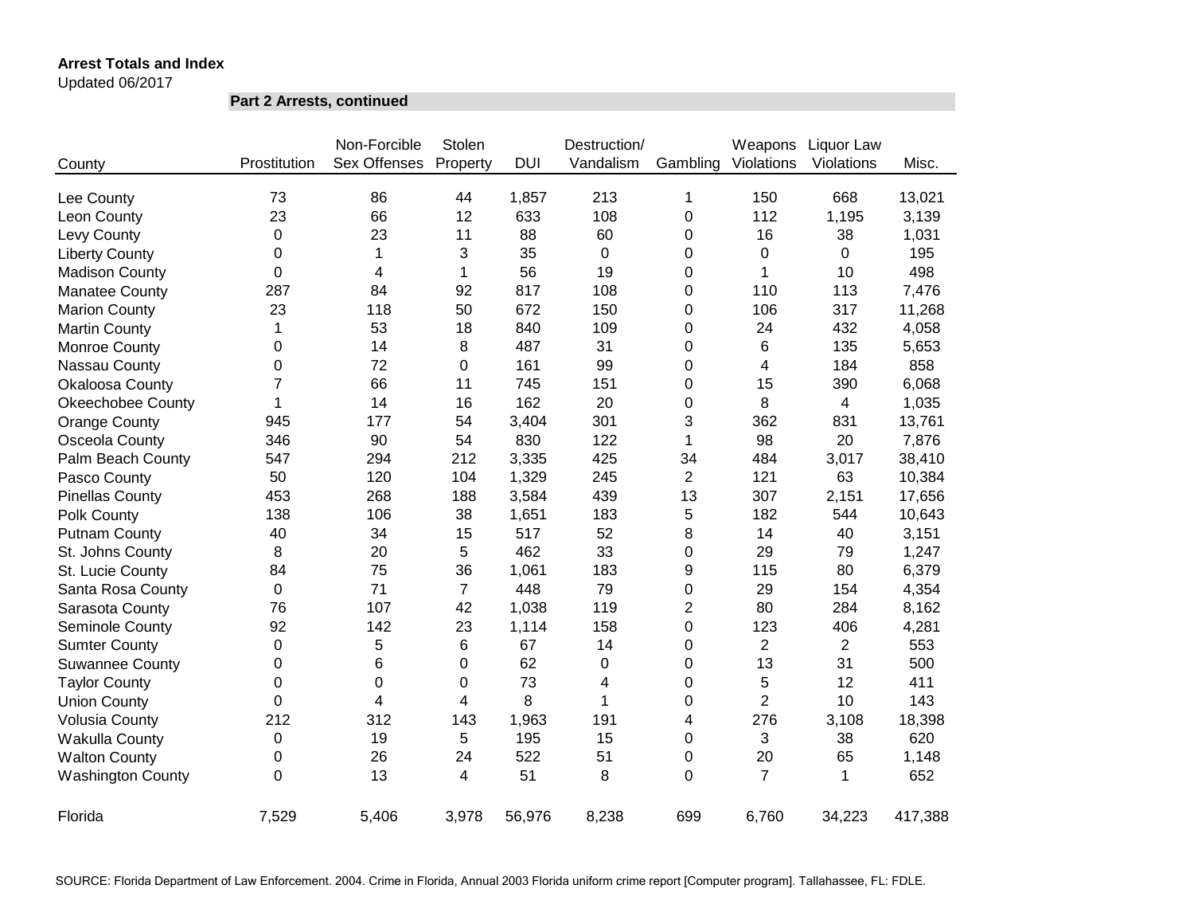**Arrest Totals and Index**
Updated 06/2017

**Part 2 Arrests, continued**

| County | Prostitution | Non-Forcible Sex Offenses | Stolen Property | DUI | Destruction/ Vandalism | Gambling | Weapons Violations | Liquor Law Violations | Misc. |
|---|---|---|---|---|---|---|---|---|---|
| Lee County | 73 | 86 | 44 | 1,857 | 213 | 1 | 150 | 668 | 13,021 |
| Leon County | 23 | 66 | 12 | 633 | 108 | 0 | 112 | 1,195 | 3,139 |
| Levy County | 0 | 23 | 11 | 88 | 60 | 0 | 16 | 38 | 1,031 |
| Liberty County | 0 | 1 | 3 | 35 | 0 | 0 | 0 | 0 | 195 |
| Madison County | 0 | 4 | 1 | 56 | 19 | 0 | 1 | 10 | 498 |
| Manatee County | 287 | 84 | 92 | 817 | 108 | 0 | 110 | 113 | 7,476 |
| Marion County | 23 | 118 | 50 | 672 | 150 | 0 | 106 | 317 | 11,268 |
| Martin County | 1 | 53 | 18 | 840 | 109 | 0 | 24 | 432 | 4,058 |
| Monroe County | 0 | 14 | 8 | 487 | 31 | 0 | 6 | 135 | 5,653 |
| Nassau County | 0 | 72 | 0 | 161 | 99 | 0 | 4 | 184 | 858 |
| Okaloosa County | 7 | 66 | 11 | 745 | 151 | 0 | 15 | 390 | 6,068 |
| Okeechobee County | 1 | 14 | 16 | 162 | 20 | 0 | 8 | 4 | 1,035 |
| Orange County | 945 | 177 | 54 | 3,404 | 301 | 3 | 362 | 831 | 13,761 |
| Osceola County | 346 | 90 | 54 | 830 | 122 | 1 | 98 | 20 | 7,876 |
| Palm Beach County | 547 | 294 | 212 | 3,335 | 425 | 34 | 484 | 3,017 | 38,410 |
| Pasco County | 50 | 120 | 104 | 1,329 | 245 | 2 | 121 | 63 | 10,384 |
| Pinellas County | 453 | 268 | 188 | 3,584 | 439 | 13 | 307 | 2,151 | 17,656 |
| Polk County | 138 | 106 | 38 | 1,651 | 183 | 5 | 182 | 544 | 10,643 |
| Putnam County | 40 | 34 | 15 | 517 | 52 | 8 | 14 | 40 | 3,151 |
| St. Johns County | 8 | 20 | 5 | 462 | 33 | 0 | 29 | 79 | 1,247 |
| St. Lucie County | 84 | 75 | 36 | 1,061 | 183 | 9 | 115 | 80 | 6,379 |
| Santa Rosa County | 0 | 71 | 7 | 448 | 79 | 0 | 29 | 154 | 4,354 |
| Sarasota County | 76 | 107 | 42 | 1,038 | 119 | 2 | 80 | 284 | 8,162 |
| Seminole County | 92 | 142 | 23 | 1,114 | 158 | 0 | 123 | 406 | 4,281 |
| Sumter County | 0 | 5 | 6 | 67 | 14 | 0 | 2 | 2 | 553 |
| Suwannee County | 0 | 6 | 0 | 62 | 0 | 0 | 13 | 31 | 500 |
| Taylor County | 0 | 0 | 0 | 73 | 4 | 0 | 5 | 12 | 411 |
| Union County | 0 | 4 | 4 | 8 | 1 | 0 | 2 | 10 | 143 |
| Volusia County | 212 | 312 | 143 | 1,963 | 191 | 4 | 276 | 3,108 | 18,398 |
| Wakulla County | 0 | 19 | 5 | 195 | 15 | 0 | 3 | 38 | 620 |
| Walton County | 0 | 26 | 24 | 522 | 51 | 0 | 20 | 65 | 1,148 |
| Washington County | 0 | 13 | 4 | 51 | 8 | 0 | 7 | 1 | 652 |
| Florida | 7,529 | 5,406 | 3,978 | 56,976 | 8,238 | 699 | 6,760 | 34,223 | 417,388 |

SOURCE: Florida Department of Law Enforcement. 2004. Crime in Florida, Annual 2003 Florida uniform crime report [Computer program]. Tallahassee, FL: FDLE.